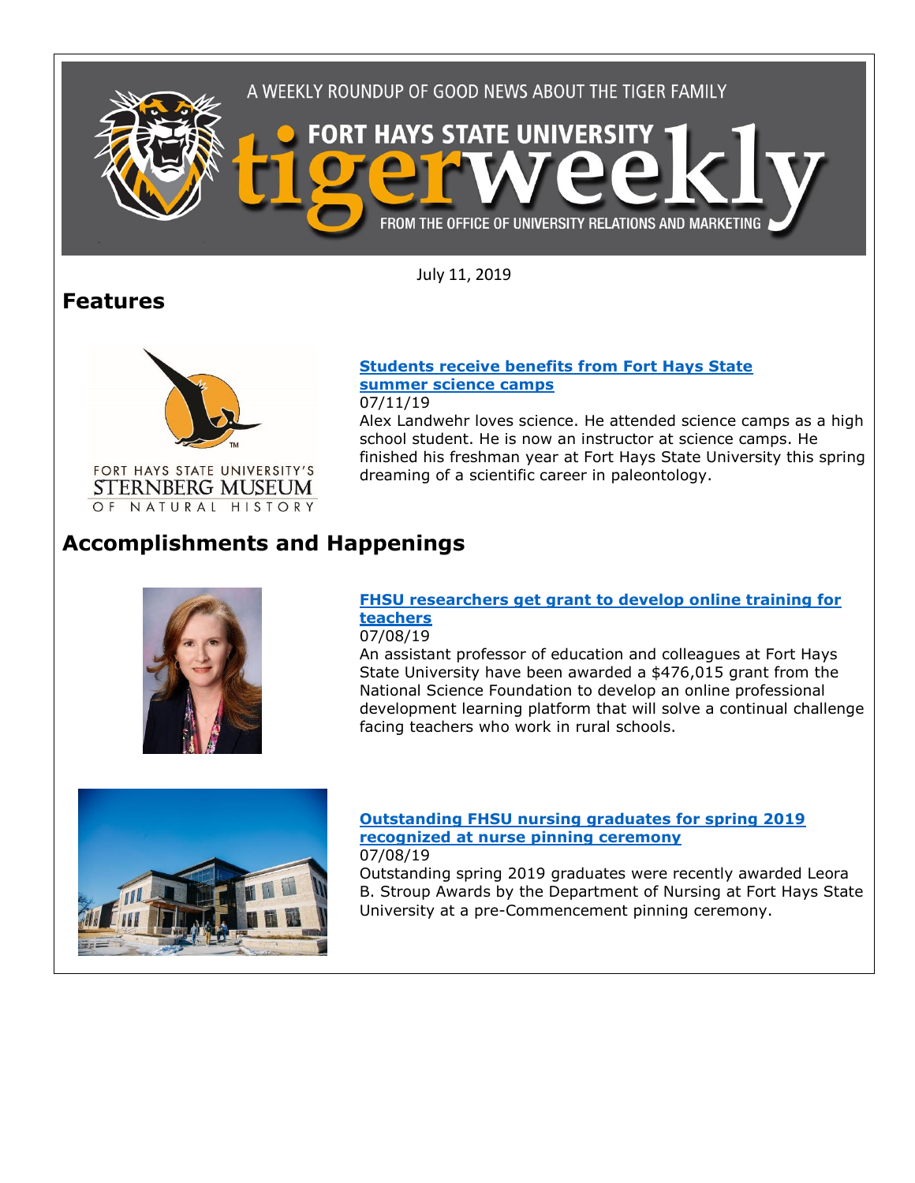A WEEKLY ROUNDUP OF GOOD NEWS ABOUT THE TIGER FAMILY

FORT HAYS STATE UNIVERSITY tigerweekly

FROM THE OFFICE OF UNIVERSITY RELATIONS AND MARKETING

July 11, 2019

## Features

FORT HAYS STATE UNIVERSITY'S STERNBERG MUSEUM OF NATURAL HISTORY

### Students receive benefits from Fort Hays State summer science camps

07/11/19

Alex Landwehr loves science. He attended science camps as a high school student. He is now an instructor at science camps. He finished his freshman year at Fort Hays State University this spring dreaming of a scientific career in paleontology.

## Accomplishments and Happenings

### FHSU researchers get grant to develop online training for teachers

07/08/19

An assistant professor of education and colleagues at Fort Hays State University have been awarded a $476,015 grant from the National Science Foundation to develop an online professional development learning platform that will solve a continual challenge facing teachers who work in rural schools.

### Outstanding FHSU nursing graduates for spring 2019 recognized at nurse pinning ceremony

07/08/19

Outstanding spring 2019 graduates were recently awarded Leora B. Stroup Awards by the Department of Nursing at Fort Hays State University at a pre-Commencement pinning ceremony.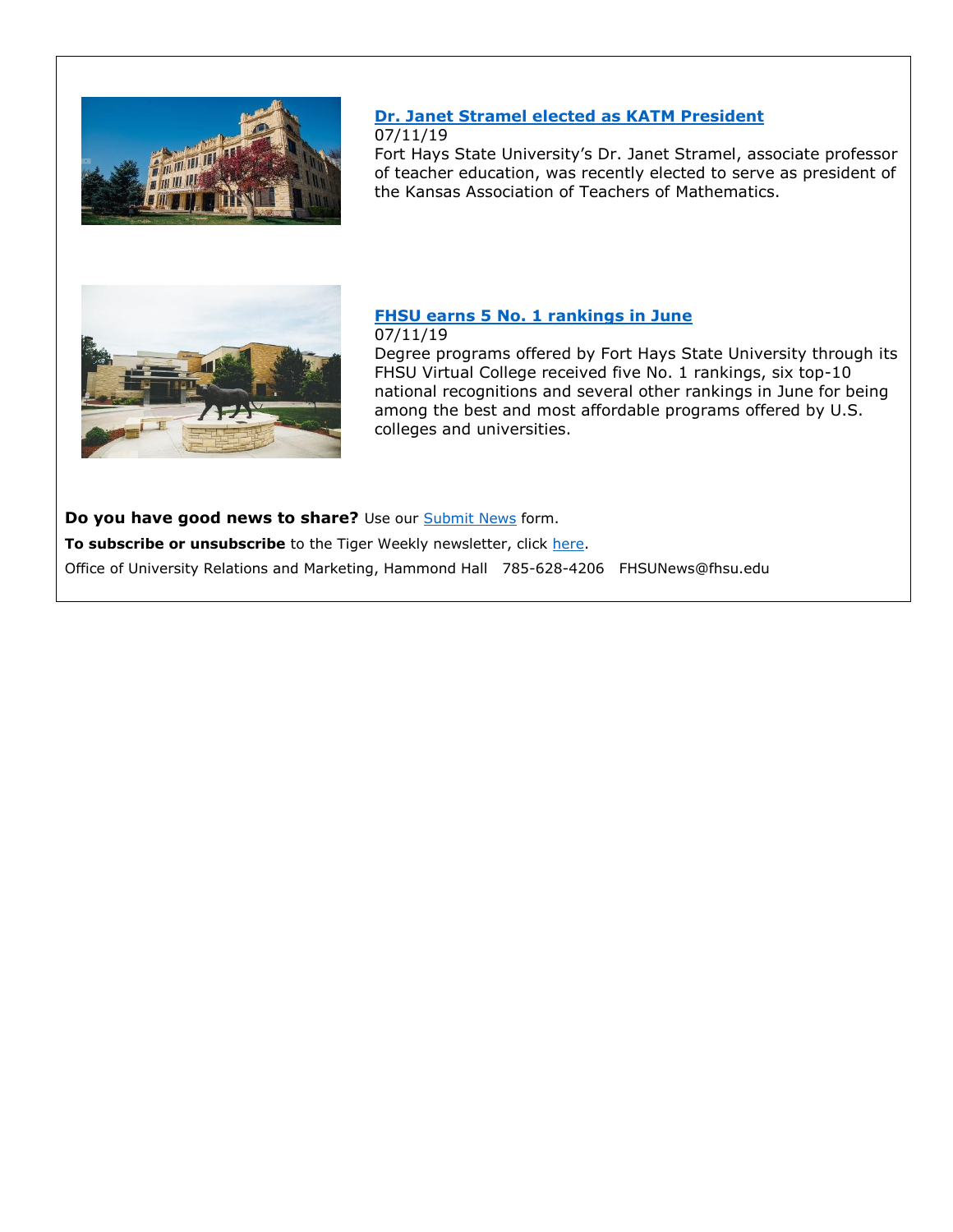### [Dr. Janet Stramel elected as KATM President](#)

07/11/19

Fort Hays State University's Dr. Janet Stramel, associate professor of teacher education, was recently elected to serve as president of the Kansas Association of Teachers of Mathematics.

### [FHSU earns 5 No. 1 rankings in June](#)

07/11/19

Degree programs offered by Fort Hays State University through its FHSU Virtual College received five No. 1 rankings, six top-10 national recognitions and several other rankings in June for being among the best and most affordable programs offered by U.S. colleges and universities.

**Do you have good news to share?** Use our Submit News form.

**To subscribe or unsubscribe** to the Tiger Weekly newsletter, click here.

Office of University Relations and Marketing, Hammond Hall 785-628-4206 FHSUNews@fhsu.edu